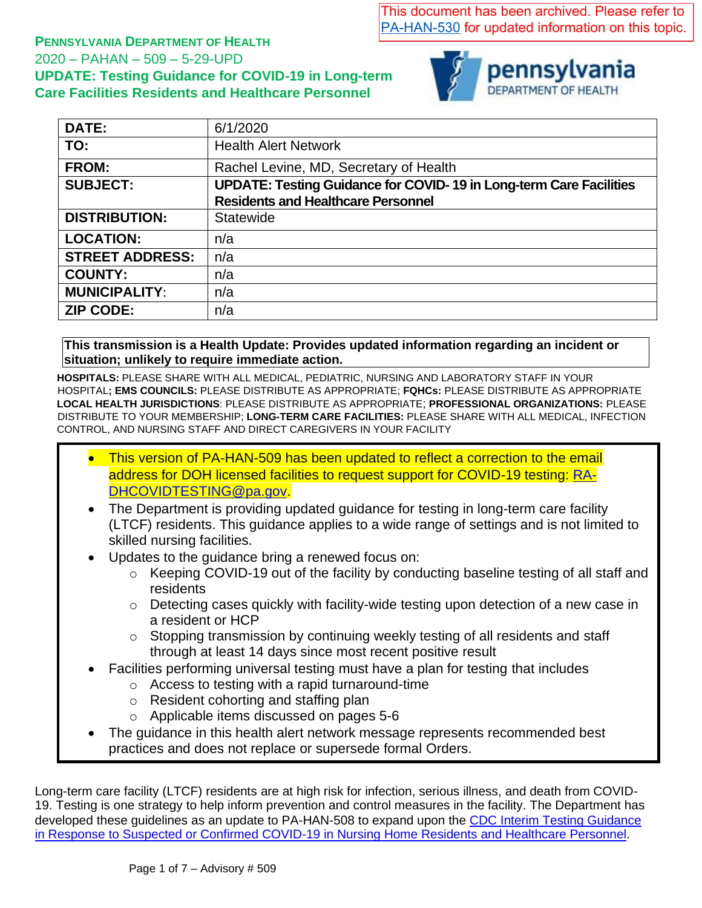This document has been archived. Please refer to [PA-HAN-530](PA-HAN-530) for updated information on this topic.

**PENNSYLVANIA DEPARTMENT OF HEALTH**
2020 – PAHAN – 509 – 5-29-UPD
**UPDATE: Testing Guidance for COVID-19 in Long-term Care Facilities Residents and Healthcare Personnel**

| **DATE:** | 6/1/2020 |
|---|---|
| **TO:** | Health Alert Network |
| **FROM:** | Rachel Levine, MD, Secretary of Health |
| **SUBJECT:** | **UPDATE: Testing Guidance for COVID- 19 in Long-term Care Facilities Residents and Healthcare Personnel** |
| **DISTRIBUTION:** | Statewide |
| **LOCATION:** | n/a |
| **STREET ADDRESS:** | n/a |
| **COUNTY:** | n/a |
| **MUNICIPALITY:** | n/a |
| **ZIP CODE:** | n/a |

**This transmission is a Health Update: Provides updated information regarding an incident or situation; unlikely to require immediate action.**

**HOSPITALS:** PLEASE SHARE WITH ALL MEDICAL, PEDIATRIC, NURSING AND LABORATORY STAFF IN YOUR HOSPITAL**; EMS COUNCILS:** PLEASE DISTRIBUTE AS APPROPRIATE; **FQHCs:** PLEASE DISTRIBUTE AS APPROPRIATE **LOCAL HEALTH JURISDICTIONS**: PLEASE DISTRIBUTE AS APPROPRIATE; **PROFESSIONAL ORGANIZATIONS:** PLEASE DISTRIBUTE TO YOUR MEMBERSHIP; **LONG-TERM CARE FACILITIES:** PLEASE SHARE WITH ALL MEDICAL, INFECTION CONTROL, AND NURSING STAFF AND DIRECT CAREGIVERS IN YOUR FACILITY

- This version of PA-HAN-509 has been updated to reflect a correction to the email address for DOH licensed facilities to request support for COVID-19 testing: RA-DHCOVIDTESTING@pa.gov.
- The Department is providing updated guidance for testing in long-term care facility (LTCF) residents. This guidance applies to a wide range of settings and is not limited to skilled nursing facilities.
- Updates to the guidance bring a renewed focus on:
  - Keeping COVID-19 out of the facility by conducting baseline testing of all staff and residents
  - Detecting cases quickly with facility-wide testing upon detection of a new case in a resident or HCP
  - Stopping transmission by continuing weekly testing of all residents and staff through at least 14 days since most recent positive result
- Facilities performing universal testing must have a plan for testing that includes
  - Access to testing with a rapid turnaround-time
  - Resident cohorting and staffing plan
  - Applicable items discussed on pages 5-6
- The guidance in this health alert network message represents recommended best practices and does not replace or supersede formal Orders.

Long-term care facility (LTCF) residents are at high risk for infection, serious illness, and death from COVID-19. Testing is one strategy to help inform prevention and control measures in the facility. The Department has developed these guidelines as an update to PA-HAN-508 to expand upon the CDC Interim Testing Guidance in Response to Suspected or Confirmed COVID-19 in Nursing Home Residents and Healthcare Personnel.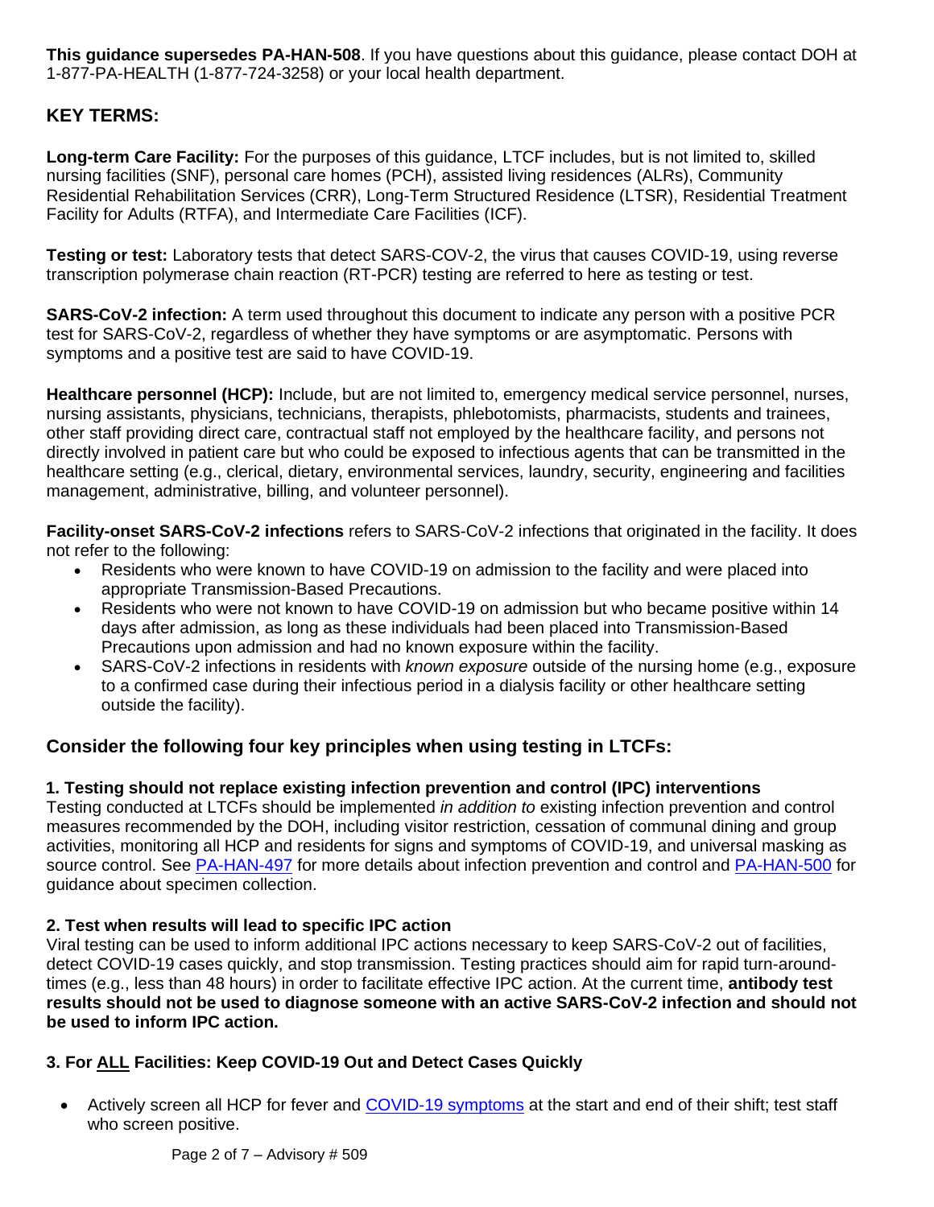**This guidance supersedes PA-HAN-508**. If you have questions about this guidance, please contact DOH at 1-877-PA-HEALTH (1-877-724-3258) or your local health department.

## KEY TERMS:

**Long-term Care Facility:** For the purposes of this guidance, LTCF includes, but is not limited to, skilled nursing facilities (SNF), personal care homes (PCH), assisted living residences (ALRs), Community Residential Rehabilitation Services (CRR), Long-Term Structured Residence (LTSR), Residential Treatment Facility for Adults (RTFA), and Intermediate Care Facilities (ICF).

**Testing or test:** Laboratory tests that detect SARS-COV-2, the virus that causes COVID-19, using reverse transcription polymerase chain reaction (RT-PCR) testing are referred to here as testing or test.

**SARS-CoV-2 infection:** A term used throughout this document to indicate any person with a positive PCR test for SARS-CoV-2, regardless of whether they have symptoms or are asymptomatic. Persons with symptoms and a positive test are said to have COVID-19.

**Healthcare personnel (HCP):** Include, but are not limited to, emergency medical service personnel, nurses, nursing assistants, physicians, technicians, therapists, phlebotomists, pharmacists, students and trainees, other staff providing direct care, contractual staff not employed by the healthcare facility, and persons not directly involved in patient care but who could be exposed to infectious agents that can be transmitted in the healthcare setting (e.g., clerical, dietary, environmental services, laundry, security, engineering and facilities management, administrative, billing, and volunteer personnel).

**Facility-onset SARS-CoV-2 infections** refers to SARS-CoV-2 infections that originated in the facility. It does not refer to the following:

- Residents who were known to have COVID-19 on admission to the facility and were placed into appropriate Transmission-Based Precautions.
- Residents who were not known to have COVID-19 on admission but who became positive within 14 days after admission, as long as these individuals had been placed into Transmission-Based Precautions upon admission and had no known exposure within the facility.
- SARS-CoV-2 infections in residents with *known exposure* outside of the nursing home (e.g., exposure to a confirmed case during their infectious period in a dialysis facility or other healthcare setting outside the facility).

## Consider the following four key principles when using testing in LTCFs:

### 1. Testing should not replace existing infection prevention and control (IPC) interventions

Testing conducted at LTCFs should be implemented *in addition to* existing infection prevention and control measures recommended by the DOH, including visitor restriction, cessation of communal dining and group activities, monitoring all HCP and residents for signs and symptoms of COVID-19, and universal masking as source control. See PA-HAN-497 for more details about infection prevention and control and PA-HAN-500 for guidance about specimen collection.

### 2. Test when results will lead to specific IPC action

Viral testing can be used to inform additional IPC actions necessary to keep SARS-CoV-2 out of facilities, detect COVID-19 cases quickly, and stop transmission. Testing practices should aim for rapid turn-around-times (e.g., less than 48 hours) in order to facilitate effective IPC action. At the current time, **antibody test results should not be used to diagnose someone with an active SARS-CoV-2 infection and should not be used to inform IPC action.**

### 3. For ALL Facilities: Keep COVID-19 Out and Detect Cases Quickly

- Actively screen all HCP for fever and COVID-19 symptoms at the start and end of their shift; test staff who screen positive.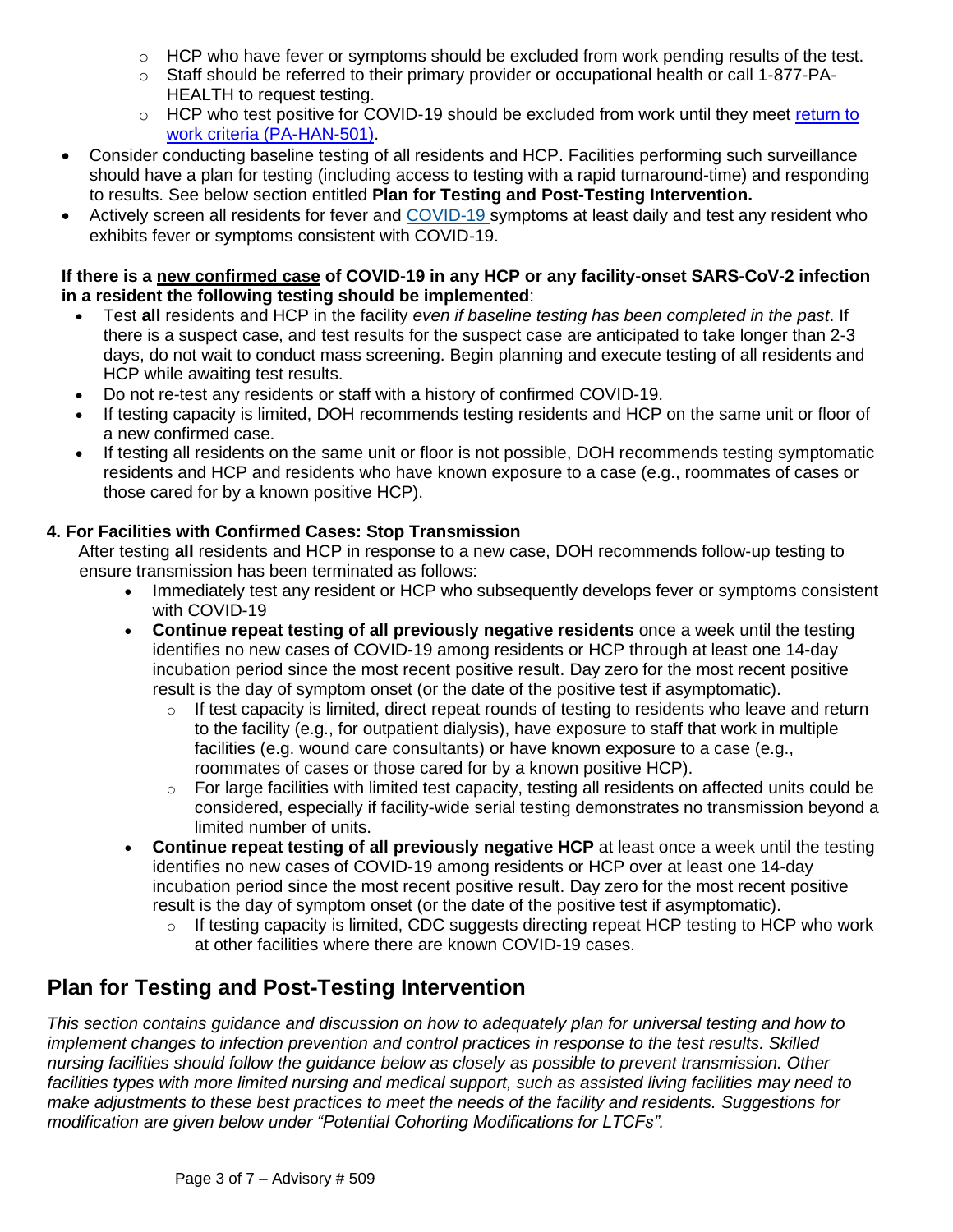- HCP who have fever or symptoms should be excluded from work pending results of the test.
    - Staff should be referred to their primary provider or occupational health or call 1-877-PA-HEALTH to request testing.
    - HCP who test positive for COVID-19 should be excluded from work until they meet [return to work criteria (PA-HAN-501)](#).
- Consider conducting baseline testing of all residents and HCP. Facilities performing such surveillance should have a plan for testing (including access to testing with a rapid turnaround-time) and responding to results. See below section entitled **Plan for Testing and Post-Testing Intervention.**
- Actively screen all residents for fever and [COVID-19](#) symptoms at least daily and test any resident who exhibits fever or symptoms consistent with COVID-19.

**If there is a <u>new confirmed case</u> of COVID-19 in any HCP or any facility-onset SARS-CoV-2 infection in a resident the following testing should be implemented**:

- Test **all** residents and HCP in the facility *even if baseline testing has been completed in the past*. If there is a suspect case, and test results for the suspect case are anticipated to take longer than 2-3 days, do not wait to conduct mass screening. Begin planning and execute testing of all residents and HCP while awaiting test results.
- Do not re-test any residents or staff with a history of confirmed COVID-19.
- If testing capacity is limited, DOH recommends testing residents and HCP on the same unit or floor of a new confirmed case.
- If testing all residents on the same unit or floor is not possible, DOH recommends testing symptomatic residents and HCP and residents who have known exposure to a case (e.g., roommates of cases or those cared for by a known positive HCP).

### 4. For Facilities with Confirmed Cases: Stop Transmission

After testing **all** residents and HCP in response to a new case, DOH recommends follow-up testing to ensure transmission has been terminated as follows:

- Immediately test any resident or HCP who subsequently develops fever or symptoms consistent with COVID-19
- **Continue repeat testing of all previously negative residents** once a week until the testing identifies no new cases of COVID-19 among residents or HCP through at least one 14-day incubation period since the most recent positive result. Day zero for the most recent positive result is the day of symptom onset (or the date of the positive test if asymptomatic).
    - If test capacity is limited, direct repeat rounds of testing to residents who leave and return to the facility (e.g., for outpatient dialysis), have exposure to staff that work in multiple facilities (e.g. wound care consultants) or have known exposure to a case (e.g., roommates of cases or those cared for by a known positive HCP).
    - For large facilities with limited test capacity, testing all residents on affected units could be considered, especially if facility-wide serial testing demonstrates no transmission beyond a limited number of units.
- **Continue repeat testing of all previously negative HCP** at least once a week until the testing identifies no new cases of COVID-19 among residents or HCP over at least one 14-day incubation period since the most recent positive result. Day zero for the most recent positive result is the day of symptom onset (or the date of the positive test if asymptomatic).
    - If testing capacity is limited, CDC suggests directing repeat HCP testing to HCP who work at other facilities where there are known COVID-19 cases.

## Plan for Testing and Post-Testing Intervention

*This section contains guidance and discussion on how to adequately plan for universal testing and how to implement changes to infection prevention and control practices in response to the test results. Skilled nursing facilities should follow the guidance below as closely as possible to prevent transmission. Other facilities types with more limited nursing and medical support, such as assisted living facilities may need to make adjustments to these best practices to meet the needs of the facility and residents. Suggestions for modification are given below under "Potential Cohorting Modifications for LTCFs".*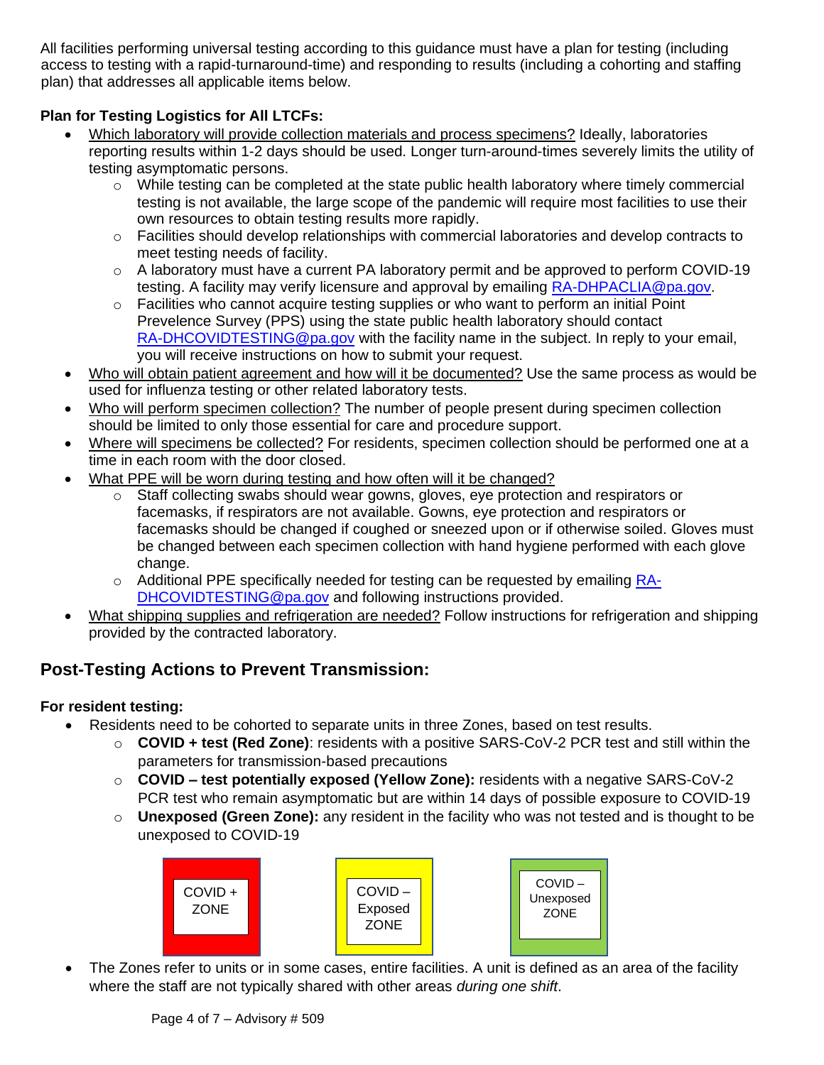All facilities performing universal testing according to this guidance must have a plan for testing (including access to testing with a rapid-turnaround-time) and responding to results (including a cohorting and staffing plan) that addresses all applicable items below.

**Plan for Testing Logistics for All LTCFs:**

- Which laboratory will provide collection materials and process specimens? Ideally, laboratories reporting results within 1-2 days should be used. Longer turn-around-times severely limits the utility of testing asymptomatic persons.
    - While testing can be completed at the state public health laboratory where timely commercial testing is not available, the large scope of the pandemic will require most facilities to use their own resources to obtain testing results more rapidly.
    - Facilities should develop relationships with commercial laboratories and develop contracts to meet testing needs of facility.
    - A laboratory must have a current PA laboratory permit and be approved to perform COVID-19 testing. A facility may verify licensure and approval by emailing RA-DHPACLIA@pa.gov.
    - Facilities who cannot acquire testing supplies or who want to perform an initial Point Prevelence Survey (PPS) using the state public health laboratory should contact RA-DHCOVIDTESTING@pa.gov with the facility name in the subject. In reply to your email, you will receive instructions on how to submit your request.
- Who will obtain patient agreement and how will it be documented? Use the same process as would be used for influenza testing or other related laboratory tests.
- Who will perform specimen collection? The number of people present during specimen collection should be limited to only those essential for care and procedure support.
- Where will specimens be collected? For residents, specimen collection should be performed one at a time in each room with the door closed.
- What PPE will be worn during testing and how often will it be changed?
    - Staff collecting swabs should wear gowns, gloves, eye protection and respirators or facemasks, if respirators are not available. Gowns, eye protection and respirators or facemasks should be changed if coughed or sneezed upon or if otherwise soiled. Gloves must be changed between each specimen collection with hand hygiene performed with each glove change.
    - Additional PPE specifically needed for testing can be requested by emailing RA-DHCOVIDTESTING@pa.gov and following instructions provided.
- What shipping supplies and refrigeration are needed? Follow instructions for refrigeration and shipping provided by the contracted laboratory.

## Post-Testing Actions to Prevent Transmission:

**For resident testing:**

- Residents need to be cohorted to separate units in three Zones, based on test results.
    - **COVID + test (Red Zone)**: residents with a positive SARS-CoV-2 PCR test and still within the parameters for transmission-based precautions
    - **COVID – test potentially exposed (Yellow Zone):** residents with a negative SARS-CoV-2 PCR test who remain asymptomatic but are within 14 days of possible exposure to COVID-19
    - **Unexposed (Green Zone):** any resident in the facility who was not tested and is thought to be unexposed to COVID-19

COVID + ZONE | COVID – Exposed ZONE | COVID – Unexposed ZONE

- The Zones refer to units or in some cases, entire facilities. A unit is defined as an area of the facility where the staff are not typically shared with other areas *during one shift*.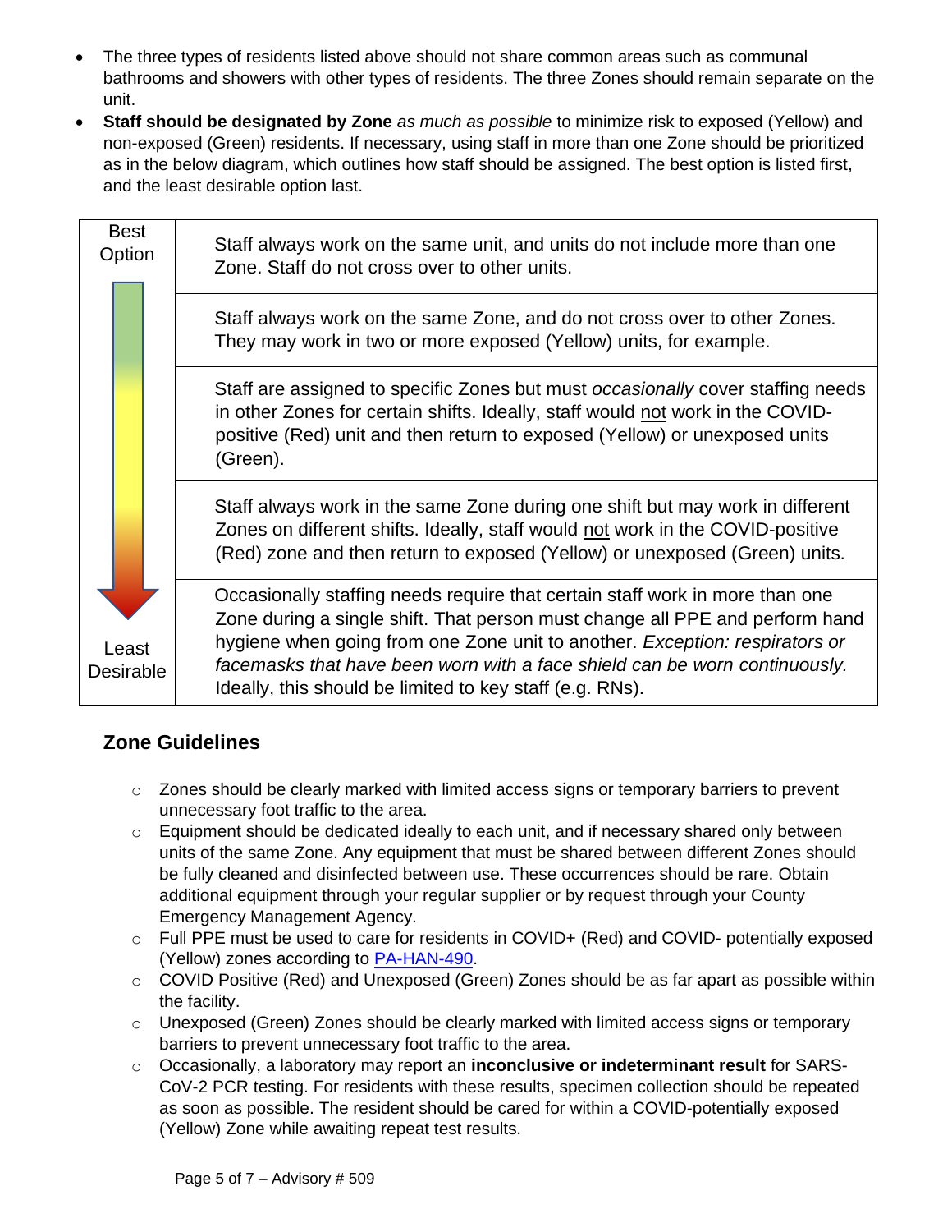- The three types of residents listed above should not share common areas such as communal bathrooms and showers with other types of residents. The three Zones should remain separate on the unit.
- **Staff should be designated by Zone** *as much as possible* to minimize risk to exposed (Yellow) and non-exposed (Green) residents. If necessary, using staff in more than one Zone should be prioritized as in the below diagram, which outlines how staff should be assigned. The best option is listed first, and the least desirable option last.

| | |
|---|---|
| Best Option | Staff always work on the same unit, and units do not include more than one Zone. Staff do not cross over to other units. |
| | Staff always work on the same Zone, and do not cross over to other Zones. They may work in two or more exposed (Yellow) units, for example. |
| | Staff are assigned to specific Zones but must *occasionally* cover staffing needs in other Zones for certain shifts. Ideally, staff would <u>not</u> work in the COVID-positive (Red) unit and then return to exposed (Yellow) or unexposed units (Green). |
| | Staff always work in the same Zone during one shift but may work in different Zones on different shifts. Ideally, staff would <u>not</u> work in the COVID-positive (Red) zone and then return to exposed (Yellow) or unexposed (Green) units. |
| Least Desirable | Occasionally staffing needs require that certain staff work in more than one Zone during a single shift. That person must change all PPE and perform hand hygiene when going from one Zone unit to another. *Exception: respirators or facemasks that have been worn with a face shield can be worn continuously.* Ideally, this should be limited to key staff (e.g. RNs). |

## Zone Guidelines

- Zones should be clearly marked with limited access signs or temporary barriers to prevent unnecessary foot traffic to the area.
- Equipment should be dedicated ideally to each unit, and if necessary shared only between units of the same Zone. Any equipment that must be shared between different Zones should be fully cleaned and disinfected between use. These occurrences should be rare. Obtain additional equipment through your regular supplier or by request through your County Emergency Management Agency.
- Full PPE must be used to care for residents in COVID+ (Red) and COVID- potentially exposed (Yellow) zones according to PA-HAN-490.
- COVID Positive (Red) and Unexposed (Green) Zones should be as far apart as possible within the facility.
- Unexposed (Green) Zones should be clearly marked with limited access signs or temporary barriers to prevent unnecessary foot traffic to the area.
- Occasionally, a laboratory may report an **inconclusive or indeterminant result** for SARS-CoV-2 PCR testing. For residents with these results, specimen collection should be repeated as soon as possible. The resident should be cared for within a COVID-potentially exposed (Yellow) Zone while awaiting repeat test results.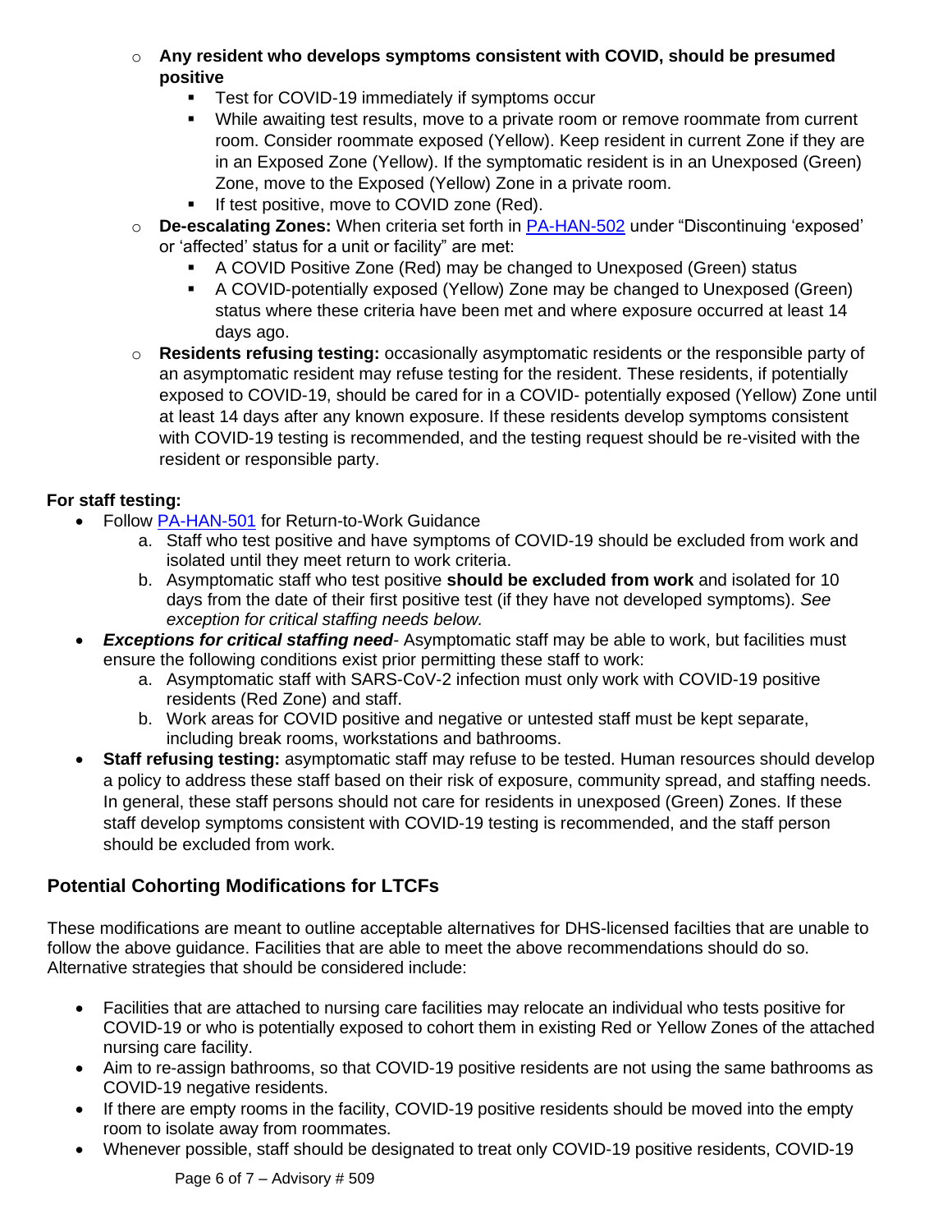- **Any resident who develops symptoms consistent with COVID, should be presumed positive**
    - Test for COVID-19 immediately if symptoms occur
    - While awaiting test results, move to a private room or remove roommate from current room. Consider roommate exposed (Yellow). Keep resident in current Zone if they are in an Exposed Zone (Yellow). If the symptomatic resident is in an Unexposed (Green) Zone, move to the Exposed (Yellow) Zone in a private room.
    - If test positive, move to COVID zone (Red).
- **De-escalating Zones:** When criteria set forth in PA-HAN-502 under "Discontinuing 'exposed' or 'affected' status for a unit or facility" are met:
    - A COVID Positive Zone (Red) may be changed to Unexposed (Green) status
    - A COVID-potentially exposed (Yellow) Zone may be changed to Unexposed (Green) status where these criteria have been met and where exposure occurred at least 14 days ago.
- **Residents refusing testing:** occasionally asymptomatic residents or the responsible party of an asymptomatic resident may refuse testing for the resident. These residents, if potentially exposed to COVID-19, should be cared for in a COVID- potentially exposed (Yellow) Zone until at least 14 days after any known exposure. If these residents develop symptoms consistent with COVID-19 testing is recommended, and the testing request should be re-visited with the resident or responsible party.

**For staff testing:**

- Follow PA-HAN-501 for Return-to-Work Guidance
    a. Staff who test positive and have symptoms of COVID-19 should be excluded from work and isolated until they meet return to work criteria.
    b. Asymptomatic staff who test positive **should be excluded from work** and isolated for 10 days from the date of their first positive test (if they have not developed symptoms). *See exception for critical staffing needs below.*
- ***Exceptions for critical staffing need***- Asymptomatic staff may be able to work, but facilities must ensure the following conditions exist prior permitting these staff to work:
    a. Asymptomatic staff with SARS-CoV-2 infection must only work with COVID-19 positive residents (Red Zone) and staff.
    b. Work areas for COVID positive and negative or untested staff must be kept separate, including break rooms, workstations and bathrooms.
- **Staff refusing testing:** asymptomatic staff may refuse to be tested. Human resources should develop a policy to address these staff based on their risk of exposure, community spread, and staffing needs. In general, these staff persons should not care for residents in unexposed (Green) Zones. If these staff develop symptoms consistent with COVID-19 testing is recommended, and the staff person should be excluded from work.

## Potential Cohorting Modifications for LTCFs

These modifications are meant to outline acceptable alternatives for DHS-licensed facilties that are unable to follow the above guidance. Facilities that are able to meet the above recommendations should do so. Alternative strategies that should be considered include:

- Facilities that are attached to nursing care facilities may relocate an individual who tests positive for COVID-19 or who is potentially exposed to cohort them in existing Red or Yellow Zones of the attached nursing care facility.
- Aim to re-assign bathrooms, so that COVID-19 positive residents are not using the same bathrooms as COVID-19 negative residents.
- If there are empty rooms in the facility, COVID-19 positive residents should be moved into the empty room to isolate away from roommates.
- Whenever possible, staff should be designated to treat only COVID-19 positive residents, COVID-19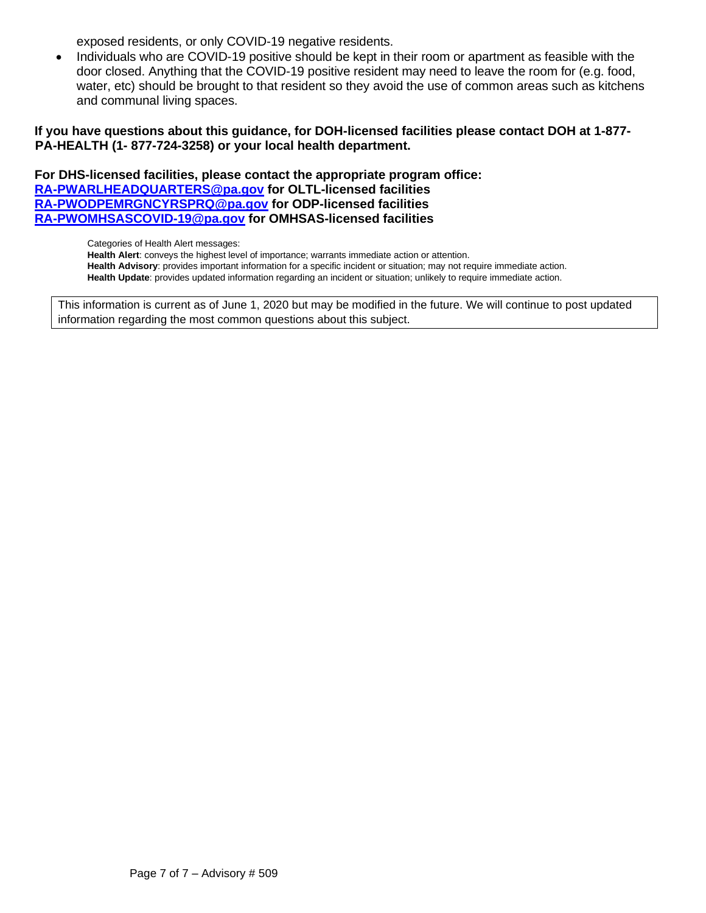exposed residents, or only COVID-19 negative residents.

- Individuals who are COVID-19 positive should be kept in their room or apartment as feasible with the door closed. Anything that the COVID-19 positive resident may need to leave the room for (e.g. food, water, etc) should be brought to that resident so they avoid the use of common areas such as kitchens and communal living spaces.

**If you have questions about this guidance, for DOH-licensed facilities please contact DOH at 1-877-PA-HEALTH (1- 877-724-3258) or your local health department.**

**For DHS-licensed facilities, please contact the appropriate program office:**
**RA-PWARLHEADQUARTERS@pa.gov for OLTL-licensed facilities**
**RA-PWODPEMRGNCYRSPRQ@pa.gov for ODP-licensed facilities**
**RA-PWOMHSASCOVID-19@pa.gov for OMHSAS-licensed facilities**

Categories of Health Alert messages:
**Health Alert**: conveys the highest level of importance; warrants immediate action or attention.
**Health Advisory**: provides important information for a specific incident or situation; may not require immediate action.
**Health Update**: provides updated information regarding an incident or situation; unlikely to require immediate action.

This information is current as of June 1, 2020 but may be modified in the future. We will continue to post updated information regarding the most common questions about this subject.